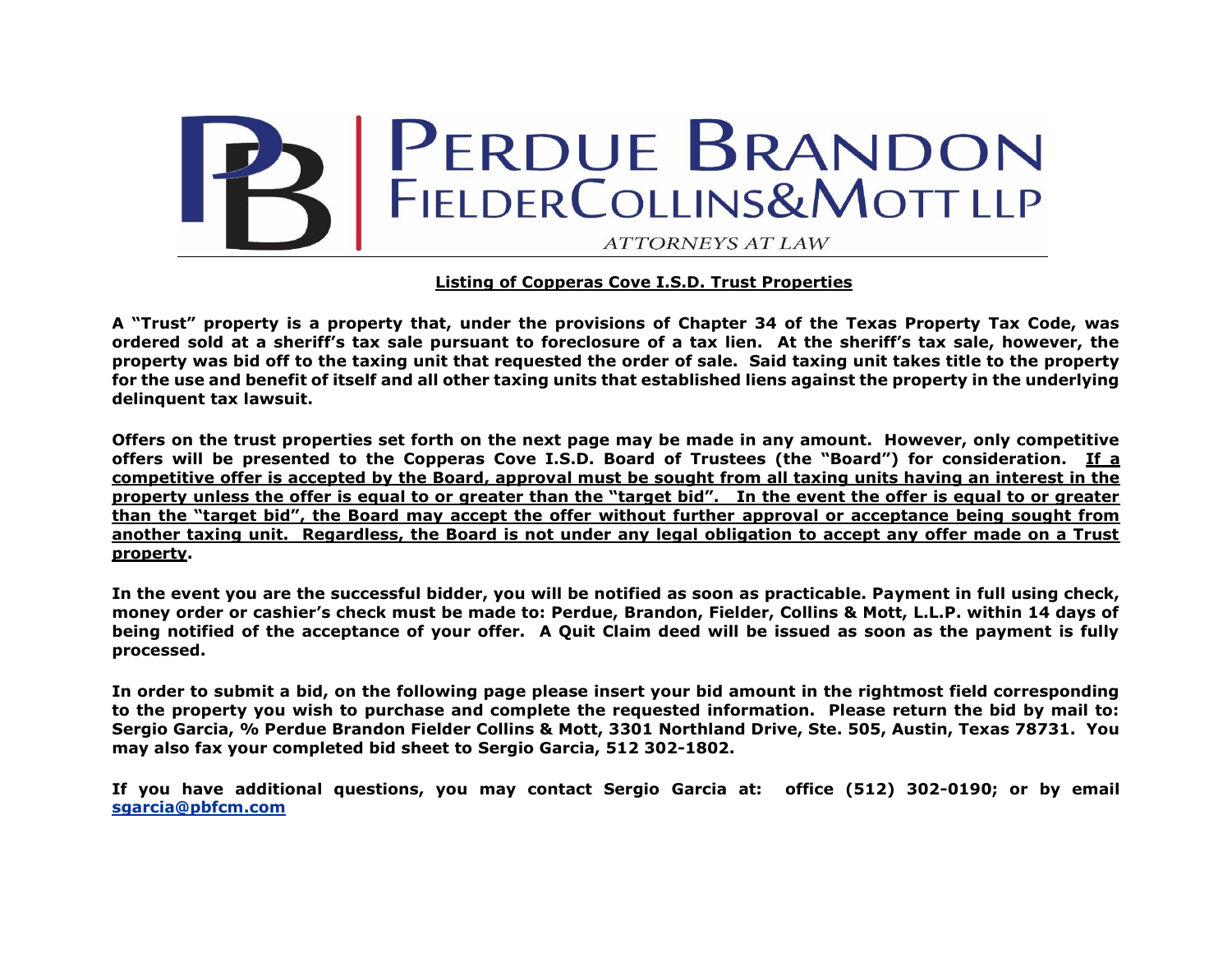# PERDUE BRANDON FIELDER COLLINS & MOTT LLP

ATTORNEYS AT LAW

## Listing of Copperas Cove I.S.D. Trust Properties

**A "Trust" property is a property that, under the provisions of Chapter 34 of the Texas Property Tax Code, was ordered sold at a sheriff's tax sale pursuant to foreclosure of a tax lien. At the sheriff's tax sale, however, the property was bid off to the taxing unit that requested the order of sale. Said taxing unit takes title to the property for the use and benefit of itself and all other taxing units that established liens against the property in the underlying delinquent tax lawsuit.**

**Offers on the trust properties set forth on the next page may be made in any amount. However, only competitive offers will be presented to the Copperas Cove I.S.D. Board of Trustees (the "Board") for consideration. <u>If a competitive offer is accepted by the Board, approval must be sought from all taxing units having an interest in the property unless the offer is equal to or greater than the "target bid". In the event the offer is equal to or greater than the "target bid", the Board may accept the offer without further approval or acceptance being sought from another taxing unit. Regardless, the Board is not under any legal obligation to accept any offer made on a Trust property</u>.**

**In the event you are the successful bidder, you will be notified as soon as practicable. Payment in full using check, money order or cashier's check must be made to: Perdue, Brandon, Fielder, Collins & Mott, L.L.P. within 14 days of being notified of the acceptance of your offer. A Quit Claim deed will be issued as soon as the payment is fully processed.**

**In order to submit a bid, on the following page please insert your bid amount in the rightmost field corresponding to the property you wish to purchase and complete the requested information. Please return the bid by mail to: Sergio Garcia, % Perdue Brandon Fielder Collins & Mott, 3301 Northland Drive, Ste. 505, Austin, Texas 78731. You may also fax your completed bid sheet to Sergio Garcia, 512 302-1802.**

**If you have additional questions, you may contact Sergio Garcia at: office (512) 302-0190; or by email sgarcia@pbfcm.com**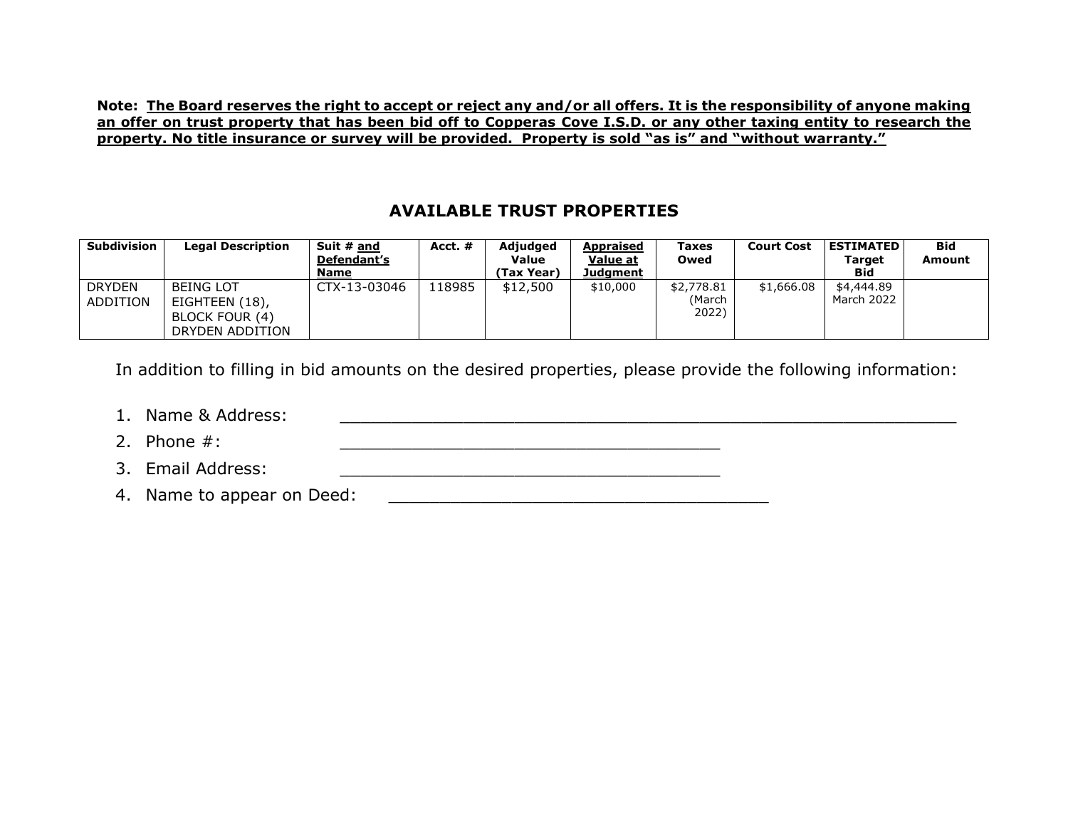**Note: <u>The Board reserves the right to accept or reject any and/or all offers. It is the responsibility of anyone making an offer on trust property that has been bid off to Copperas Cove I.S.D. or any other taxing entity to research the property. No title insurance or survey will be provided. Property is sold "as is" and "without warranty."</u>**

## AVAILABLE TRUST PROPERTIES

| Subdivision | Legal Description | Suit # and Defendant's Name | Acct. # | Adjudged Value (Tax Year) | Appraised Value at Judgment | Taxes Owed | Court Cost | ESTIMATED Target Bid | Bid Amount |
|---|---|---|---|---|---|---|---|---|---|
| DRYDEN ADDITION | BEING LOT EIGHTEEN (18), BLOCK FOUR (4) DRYDEN ADDITION | CTX-13-03046 | 118985 | $12,500 | $10,000 | $2,778.81 (March 2022) | $1,666.08 | $4,444.89 March 2022 | |

In addition to filling in bid amounts on the desired properties, please provide the following information:

1. Name & Address: ____________________________________________________________
2. Phone #: ______________________________________
3. Email Address: ______________________________________
4. Name to appear on Deed: ______________________________________